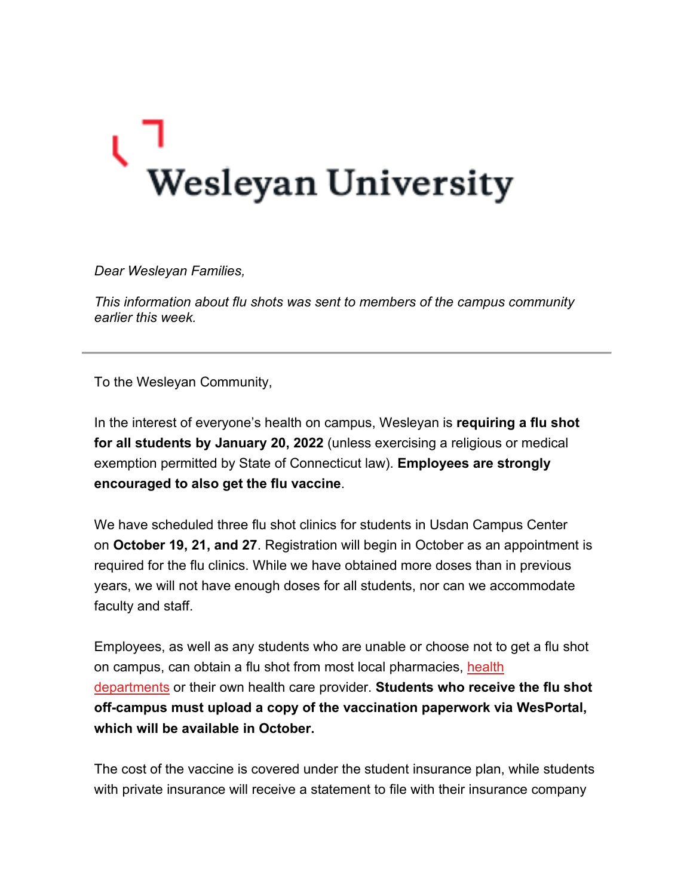# Wesleyan University

*Dear Wesleyan Families,*

*This information about flu shots was sent to members of the campus community earlier this week.*

---

To the Wesleyan Community,

In the interest of everyone's health on campus, Wesleyan is **requiring a flu shot for all students by January 20, 2022** (unless exercising a religious or medical exemption permitted by State of Connecticut law). **Employees are strongly encouraged to also get the flu vaccine**.

We have scheduled three flu shot clinics for students in Usdan Campus Center on **October 19, 21, and 27**. Registration will begin in October as an appointment is required for the flu clinics. While we have obtained more doses than in previous years, we will not have enough doses for all students, nor can we accommodate faculty and staff.

Employees, as well as any students who are unable or choose not to get a flu shot on campus, can obtain a flu shot from most local pharmacies, health departments or their own health care provider. **Students who receive the flu shot off-campus must upload a copy of the vaccination paperwork via WesPortal, which will be available in October.**

The cost of the vaccine is covered under the student insurance plan, while students with private insurance will receive a statement to file with their insurance company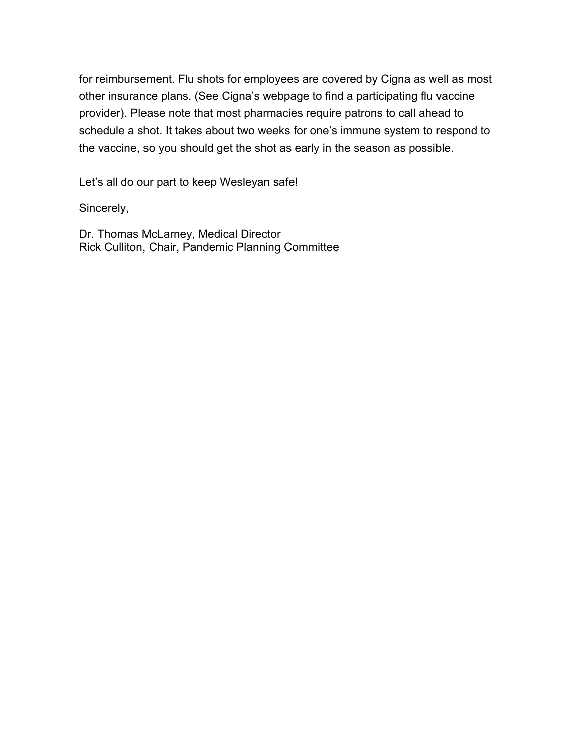for reimbursement. Flu shots for employees are covered by Cigna as well as most other insurance plans. (See Cigna's webpage to find a participating flu vaccine provider). Please note that most pharmacies require patrons to call ahead to schedule a shot. It takes about two weeks for one's immune system to respond to the vaccine, so you should get the shot as early in the season as possible.

Let's all do our part to keep Wesleyan safe!

Sincerely,

Dr. Thomas McLarney, Medical Director
Rick Culliton, Chair, Pandemic Planning Committee